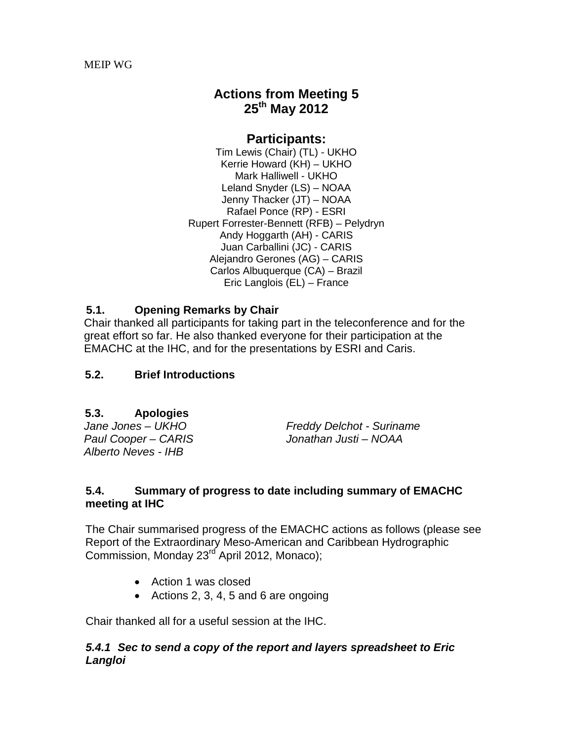MEIP WG

# Actions from Meeting 5
# 25th May 2012

## Participants:

Tim Lewis (Chair) (TL) - UKHO
Kerrie Howard (KH) – UKHO
Mark Halliwell - UKHO
Leland Snyder (LS) – NOAA
Jenny Thacker (JT) – NOAA
Rafael Ponce (RP) - ESRI
Rupert Forrester-Bennett (RFB) – Pelydryn
Andy Hoggarth (AH) - CARIS
Juan Carballini (JC) - CARIS
Alejandro Gerones (AG) – CARIS
Carlos Albuquerque (CA) – Brazil
Eric Langlois (EL) – France

### 5.1. Opening Remarks by Chair

Chair thanked all participants for taking part in the teleconference and for the great effort so far. He also thanked everyone for their participation at the EMACHC at the IHC, and for the presentations by ESRI and Caris.

### 5.2. Brief Introductions

### 5.3. Apologies

*Jane Jones – UKHO*
*Paul Cooper – CARIS*
*Alberto Neves - IHB*
*Freddy Delchot - Suriname*
*Jonathan Justi – NOAA*

### 5.4. Summary of progress to date including summary of EMACHC meeting at IHC

The Chair summarised progress of the EMACHC actions as follows (please see Report of the Extraordinary Meso-American and Caribbean Hydrographic Commission, Monday 23rd April 2012, Monaco);

- Action 1 was closed
- Actions 2, 3, 4, 5 and 6 are ongoing

Chair thanked all for a useful session at the IHC.

***5.4.1 Sec to send a copy of the report and layers spreadsheet to Eric Langloi***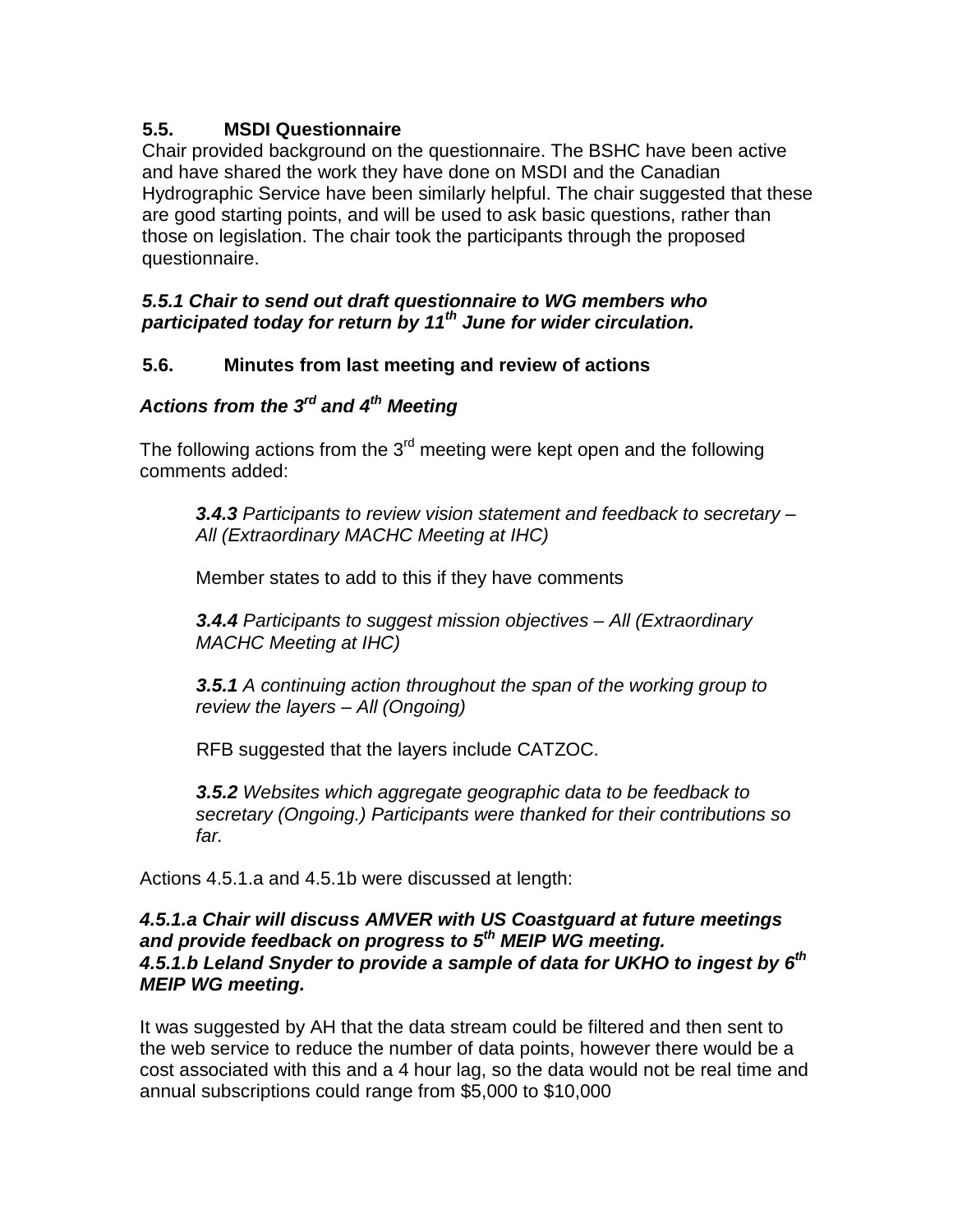### 5.5. MSDI Questionnaire

Chair provided background on the questionnaire. The BSHC have been active and have shared the work they have done on MSDI and the Canadian Hydrographic Service have been similarly helpful. The chair suggested that these are good starting points, and will be used to ask basic questions, rather than those on legislation. The chair took the participants through the proposed questionnaire.

***5.5.1 Chair to send out draft questionnaire to WG members who participated today for return by 11th June for wider circulation.***

### 5.6. Minutes from last meeting and review of actions

***Actions from the 3rd and 4th Meeting***

The following actions from the 3rd meeting were kept open and the following comments added:

> ***3.4.3*** *Participants to review vision statement and feedback to secretary – All (Extraordinary MACHC Meeting at IHC)*
>
> Member states to add to this if they have comments
>
> ***3.4.4*** *Participants to suggest mission objectives – All (Extraordinary MACHC Meeting at IHC)*
>
> ***3.5.1*** *A continuing action throughout the span of the working group to review the layers – All (Ongoing)*
>
> RFB suggested that the layers include CATZOC.
>
> ***3.5.2*** *Websites which aggregate geographic data to be feedback to secretary (Ongoing.) Participants were thanked for their contributions so far.*

Actions 4.5.1.a and 4.5.1b were discussed at length:

***4.5.1.a Chair will discuss AMVER with US Coastguard at future meetings and provide feedback on progress to 5th MEIP WG meeting.***
***4.5.1.b Leland Snyder to provide a sample of data for UKHO to ingest by 6th MEIP WG meeting.***

It was suggested by AH that the data stream could be filtered and then sent to the web service to reduce the number of data points, however there would be a cost associated with this and a 4 hour lag, so the data would not be real time and annual subscriptions could range from $5,000 to $10,000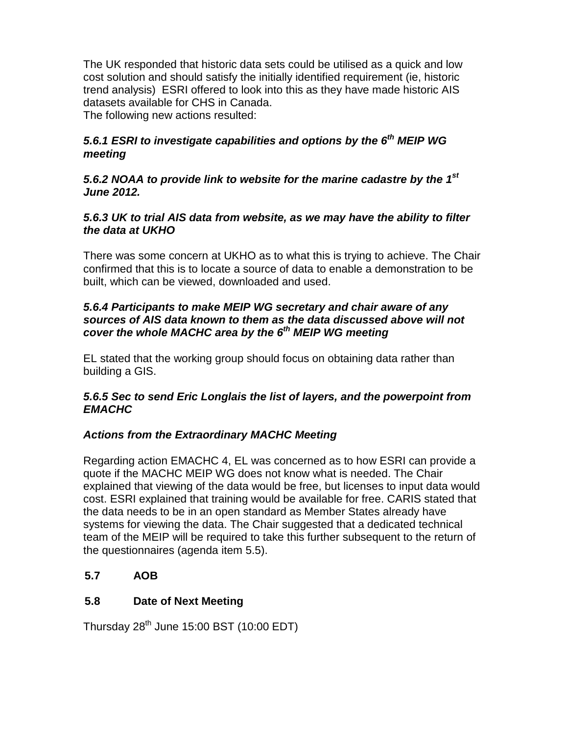The UK responded that historic data sets could be utilised as a quick and low cost solution and should satisfy the initially identified requirement (ie, historic trend analysis) ESRI offered to look into this as they have made historic AIS datasets available for CHS in Canada.
The following new actions resulted:

***5.6.1 ESRI to investigate capabilities and options by the 6th MEIP WG meeting***

***5.6.2 NOAA to provide link to website for the marine cadastre by the 1st June 2012.***

***5.6.3 UK to trial AIS data from website, as we may have the ability to filter the data at UKHO***

There was some concern at UKHO as to what this is trying to achieve. The Chair confirmed that this is to locate a source of data to enable a demonstration to be built, which can be viewed, downloaded and used.

***5.6.4 Participants to make MEIP WG secretary and chair aware of any sources of AIS data known to them as the data discussed above will not cover the whole MACHC area by the 6th MEIP WG meeting***

EL stated that the working group should focus on obtaining data rather than building a GIS.

***5.6.5 Sec to send Eric Longlais the list of layers, and the powerpoint from EMACHC***

***Actions from the Extraordinary MACHC Meeting***

Regarding action EMACHC 4, EL was concerned as to how ESRI can provide a quote if the MACHC MEIP WG does not know what is needed. The Chair explained that viewing of the data would be free, but licenses to input data would cost. ESRI explained that training would be available for free. CARIS stated that the data needs to be in an open standard as Member States already have systems for viewing the data. The Chair suggested that a dedicated technical team of the MEIP will be required to take this further subsequent to the return of the questionnaires (agenda item 5.5).

## 5.7 AOB

## 5.8 Date of Next Meeting

Thursday 28th June 15:00 BST (10:00 EDT)